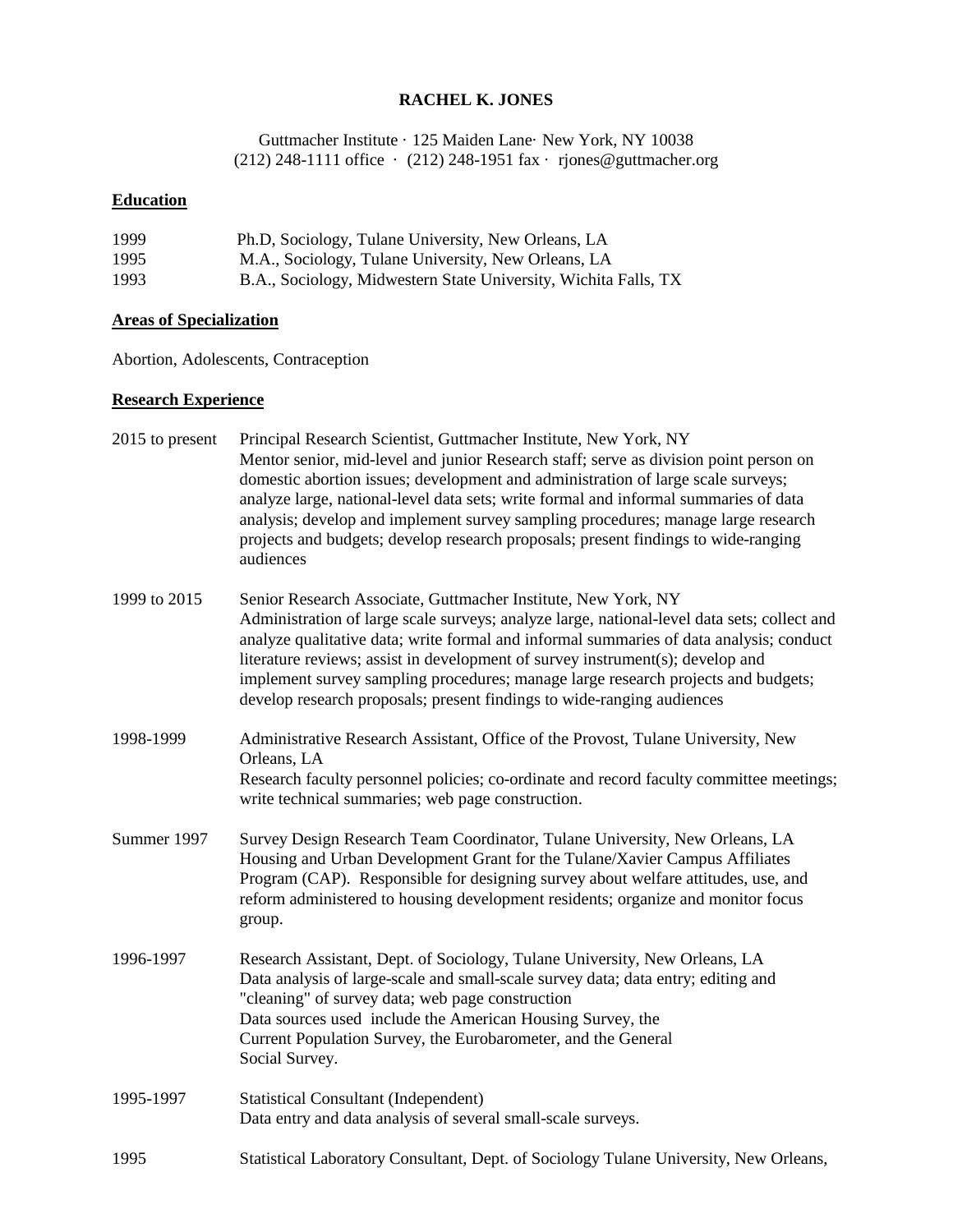# RACHEL K. JONES

Guttmacher Institute · 125 Maiden Lane· New York, NY 10038
(212) 248-1111 office · (212) 248-1951 fax · rjones@guttmacher.org

## Education

| | |
|---|---|
| 1999 | Ph.D, Sociology, Tulane University, New Orleans, LA |
| 1995 | M.A., Sociology, Tulane University, New Orleans, LA |
| 1993 | B.A., Sociology, Midwestern State University, Wichita Falls, TX |

## Areas of Specialization

Abortion, Adolescents, Contraception

## Research Experience

**2015 to present** — Principal Research Scientist, Guttmacher Institute, New York, NY
Mentor senior, mid-level and junior Research staff; serve as division point person on domestic abortion issues; development and administration of large scale surveys; analyze large, national-level data sets; write formal and informal summaries of data analysis; develop and implement survey sampling procedures; manage large research projects and budgets; develop research proposals; present findings to wide-ranging audiences

**1999 to 2015** — Senior Research Associate, Guttmacher Institute, New York, NY
Administration of large scale surveys; analyze large, national-level data sets; collect and analyze qualitative data; write formal and informal summaries of data analysis; conduct literature reviews; assist in development of survey instrument(s); develop and implement survey sampling procedures; manage large research projects and budgets; develop research proposals; present findings to wide-ranging audiences

**1998-1999** — Administrative Research Assistant, Office of the Provost, Tulane University, New Orleans, LA
Research faculty personnel policies; co-ordinate and record faculty committee meetings; write technical summaries; web page construction.

**Summer 1997** — Survey Design Research Team Coordinator, Tulane University, New Orleans, LA
Housing and Urban Development Grant for the Tulane/Xavier Campus Affiliates Program (CAP). Responsible for designing survey about welfare attitudes, use, and reform administered to housing development residents; organize and monitor focus group.

**1996-1997** — Research Assistant, Dept. of Sociology, Tulane University, New Orleans, LA
Data analysis of large-scale and small-scale survey data; data entry; editing and "cleaning" of survey data; web page construction
Data sources used include the American Housing Survey, the Current Population Survey, the Eurobarometer, and the General Social Survey.

**1995-1997** — Statistical Consultant (Independent)
Data entry and data analysis of several small-scale surveys.

**1995** — Statistical Laboratory Consultant, Dept. of Sociology Tulane University, New Orleans,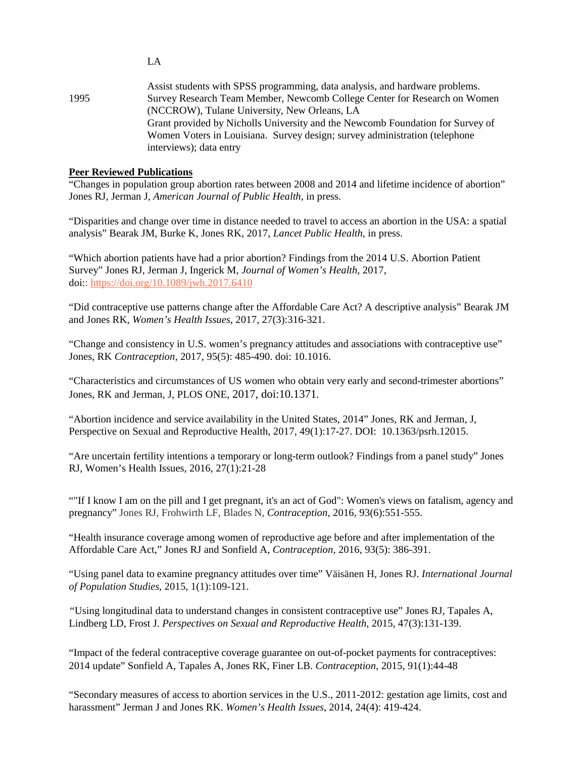LA

Assist students with SPSS programming, data analysis, and hardware problems.

1995 Survey Research Team Member, Newcomb College Center for Research on Women (NCCROW), Tulane University, New Orleans, LA
Grant provided by Nicholls University and the Newcomb Foundation for Survey of Women Voters in Louisiana. Survey design; survey administration (telephone interviews); data entry

**Peer Reviewed Publications**

"Changes in population group abortion rates between 2008 and 2014 and lifetime incidence of abortion" Jones RJ, Jerman J, *American Journal of Public Health*, in press.

"Disparities and change over time in distance needed to travel to access an abortion in the USA: a spatial analysis" Bearak JM, Burke K, Jones RK, 2017, *Lancet Public Health*, in press.

"Which abortion patients have had a prior abortion? Findings from the 2014 U.S. Abortion Patient Survey" Jones RJ, Jerman J, Ingerick M, *Journal of Women's Health*, 2017, doi:: https://doi.org/10.1089/jwh.2017.6410

"Did contraceptive use patterns change after the Affordable Care Act? A descriptive analysis" Bearak JM and Jones RK, *Women's Health Issues*, 2017, 27(3):316-321.

"Change and consistency in U.S. women's pregnancy attitudes and associations with contraceptive use" Jones, RK *Contraception*, 2017, 95(5): 485-490. doi: 10.1016.

"Characteristics and circumstances of US women who obtain very early and second-trimester abortions" Jones, RK and Jerman, J, PLOS ONE, 2017, doi:10.1371.

"Abortion incidence and service availability in the United States, 2014" Jones, RK and Jerman, J, Perspective on Sexual and Reproductive Health, 2017, 49(1):17-27. DOI: 10.1363/psrh.12015.

"Are uncertain fertility intentions a temporary or long-term outlook? Findings from a panel study" Jones RJ, Women's Health Issues, 2016, 27(1):21-28

""If I know I am on the pill and I get pregnant, it's an act of God": Women's views on fatalism, agency and pregnancy" Jones RJ, Frohwirth LF, Blades N, *Contraception*, 2016, 93(6):551-555.

"Health insurance coverage among women of reproductive age before and after implementation of the Affordable Care Act," Jones RJ and Sonfield A, *Contraception*, 2016, 93(5): 386-391.

"Using panel data to examine pregnancy attitudes over time" Väisänen H, Jones RJ. *International Journal of Population Studies*, 2015, 1(1):109-121.

"Using longitudinal data to understand changes in consistent contraceptive use" Jones RJ, Tapales A, Lindberg LD, Frost J. *Perspectives on Sexual and Reproductive Health*, 2015, 47(3):131-139.

"Impact of the federal contraceptive coverage guarantee on out-of-pocket payments for contraceptives: 2014 update" Sonfield A, Tapales A, Jones RK, Finer LB. *Contraception*, 2015, 91(1):44-48

"Secondary measures of access to abortion services in the U.S., 2011-2012: gestation age limits, cost and harassment" Jerman J and Jones RK. *Women's Health Issues*, 2014, 24(4): 419-424.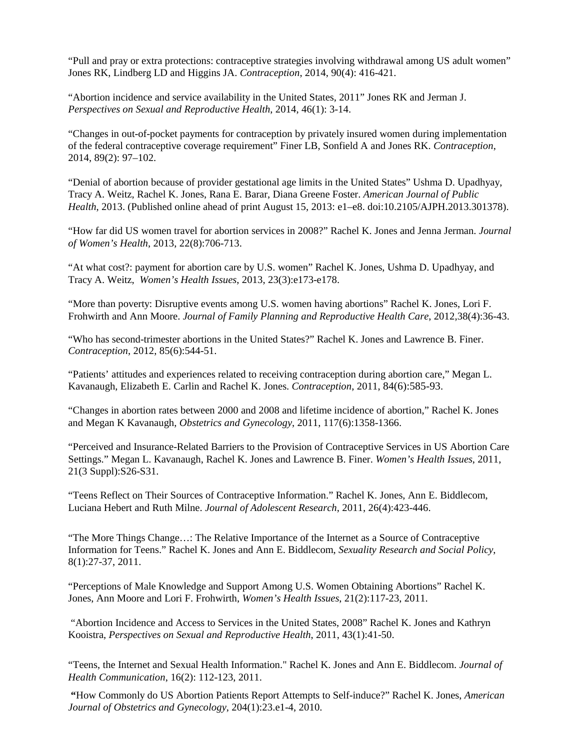"Pull and pray or extra protections: contraceptive strategies involving withdrawal among US adult women" Jones RK, Lindberg LD and Higgins JA. *Contraception*, 2014, 90(4): 416-421.

"Abortion incidence and service availability in the United States, 2011" Jones RK and Jerman J. *Perspectives on Sexual and Reproductive Health*, 2014, 46(1): 3-14.

"Changes in out-of-pocket payments for contraception by privately insured women during implementation of the federal contraceptive coverage requirement" Finer LB, Sonfield A and Jones RK. *Contraception*, 2014, 89(2): 97–102.

"Denial of abortion because of provider gestational age limits in the United States" Ushma D. Upadhyay, Tracy A. Weitz, Rachel K. Jones, Rana E. Barar, Diana Greene Foster. *American Journal of Public Health*, 2013. (Published online ahead of print August 15, 2013: e1–e8. doi:10.2105/AJPH.2013.301378).

"How far did US women travel for abortion services in 2008?" Rachel K. Jones and Jenna Jerman. *Journal of Women's Health*, 2013, 22(8):706-713.

"At what cost?: payment for abortion care by U.S. women" Rachel K. Jones, Ushma D. Upadhyay, and Tracy A. Weitz, *Women's Health Issues*, 2013, 23(3):e173-e178.

"More than poverty: Disruptive events among U.S. women having abortions" Rachel K. Jones, Lori F. Frohwirth and Ann Moore. *Journal of Family Planning and Reproductive Health Care*, 2012,38(4):36-43.

"Who has second-trimester abortions in the United States?" Rachel K. Jones and Lawrence B. Finer. *Contraception*, 2012, 85(6):544-51.

"Patients' attitudes and experiences related to receiving contraception during abortion care," Megan L. Kavanaugh, Elizabeth E. Carlin and Rachel K. Jones. *Contraception*, 2011, 84(6):585-93.

"Changes in abortion rates between 2000 and 2008 and lifetime incidence of abortion," Rachel K. Jones and Megan K Kavanaugh, *Obstetrics and Gynecology*, 2011, 117(6):1358-1366.

"Perceived and Insurance-Related Barriers to the Provision of Contraceptive Services in US Abortion Care Settings." Megan L. Kavanaugh, Rachel K. Jones and Lawrence B. Finer. *Women's Health Issues*, 2011, 21(3 Suppl):S26-S31.

"Teens Reflect on Their Sources of Contraceptive Information." Rachel K. Jones, Ann E. Biddlecom, Luciana Hebert and Ruth Milne. *Journal of Adolescent Research*, 2011, 26(4):423-446.

"The More Things Change…: The Relative Importance of the Internet as a Source of Contraceptive Information for Teens." Rachel K. Jones and Ann E. Biddlecom, *Sexuality Research and Social Policy*, 8(1):27-37, 2011.

"Perceptions of Male Knowledge and Support Among U.S. Women Obtaining Abortions" Rachel K. Jones, Ann Moore and Lori F. Frohwirth, *Women's Health Issues*, 21(2):117-23, 2011.

"Abortion Incidence and Access to Services in the United States, 2008" Rachel K. Jones and Kathryn Kooistra, *Perspectives on Sexual and Reproductive Health*, 2011, 43(1):41-50.

"Teens, the Internet and Sexual Health Information." Rachel K. Jones and Ann E. Biddlecom. *Journal of Health Communication*, 16(2): 112-123, 2011.

"How Commonly do US Abortion Patients Report Attempts to Self-induce?" Rachel K. Jones, *American Journal of Obstetrics and Gynecology*, 204(1):23.e1-4, 2010.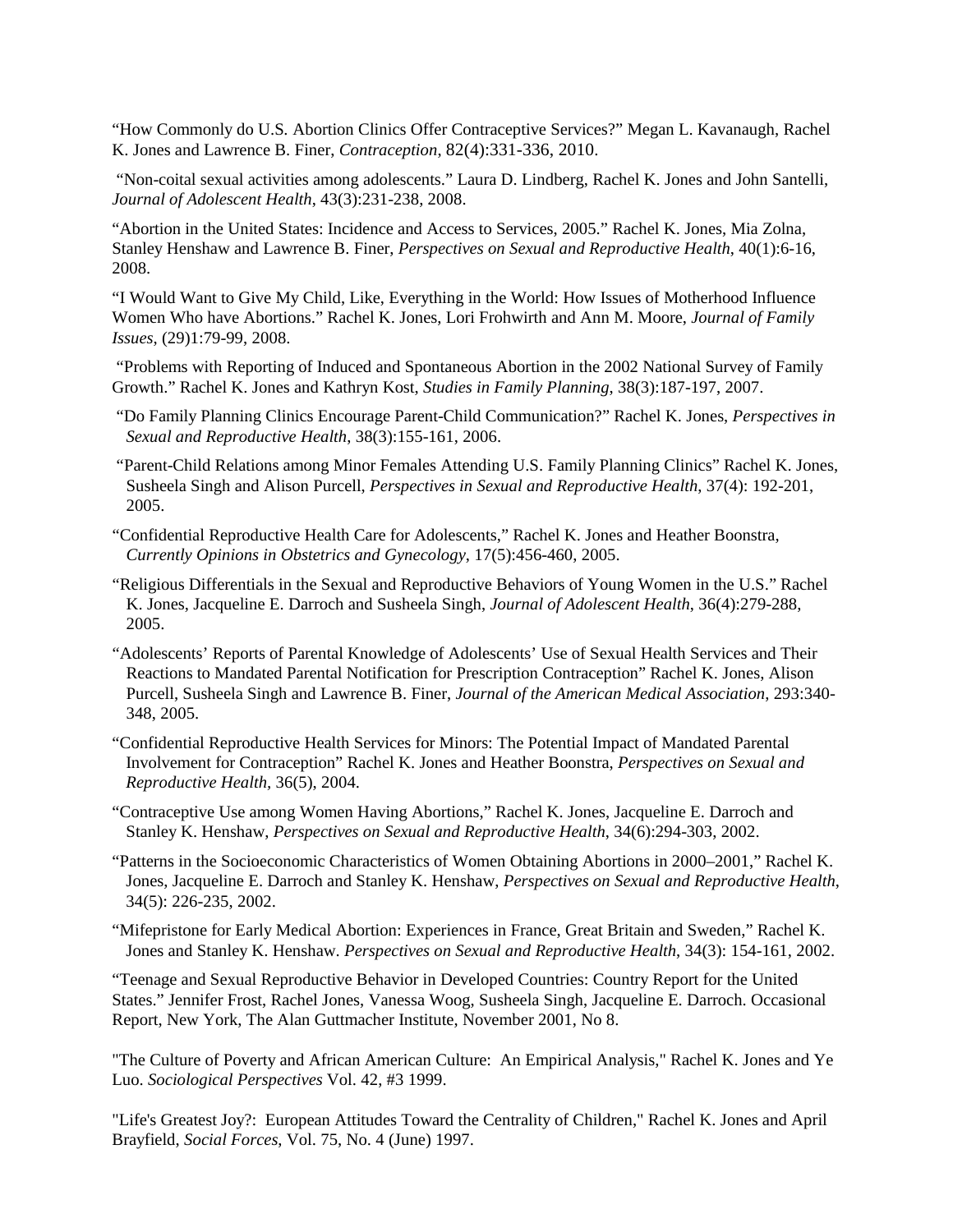"How Commonly do U.S. Abortion Clinics Offer Contraceptive Services?" Megan L. Kavanaugh, Rachel K. Jones and Lawrence B. Finer, *Contraception*, 82(4):331-336, 2010.

"Non-coital sexual activities among adolescents." Laura D. Lindberg, Rachel K. Jones and John Santelli, *Journal of Adolescent Health*, 43(3):231-238, 2008.

"Abortion in the United States: Incidence and Access to Services, 2005." Rachel K. Jones, Mia Zolna, Stanley Henshaw and Lawrence B. Finer, *Perspectives on Sexual and Reproductive Health*, 40(1):6-16, 2008.

"I Would Want to Give My Child, Like, Everything in the World: How Issues of Motherhood Influence Women Who have Abortions." Rachel K. Jones, Lori Frohwirth and Ann M. Moore, *Journal of Family Issues*, (29)1:79-99, 2008.

"Problems with Reporting of Induced and Spontaneous Abortion in the 2002 National Survey of Family Growth." Rachel K. Jones and Kathryn Kost, *Studies in Family Planning*, 38(3):187-197, 2007.

"Do Family Planning Clinics Encourage Parent-Child Communication?" Rachel K. Jones, *Perspectives in Sexual and Reproductive Health*, 38(3):155-161, 2006.

"Parent-Child Relations among Minor Females Attending U.S. Family Planning Clinics" Rachel K. Jones, Susheela Singh and Alison Purcell, *Perspectives in Sexual and Reproductive Health*, 37(4): 192-201, 2005.

"Confidential Reproductive Health Care for Adolescents," Rachel K. Jones and Heather Boonstra, *Currently Opinions in Obstetrics and Gynecology*, 17(5):456-460, 2005.

"Religious Differentials in the Sexual and Reproductive Behaviors of Young Women in the U.S." Rachel K. Jones, Jacqueline E. Darroch and Susheela Singh, *Journal of Adolescent Health*, 36(4):279-288, 2005.

"Adolescents' Reports of Parental Knowledge of Adolescents' Use of Sexual Health Services and Their Reactions to Mandated Parental Notification for Prescription Contraception" Rachel K. Jones, Alison Purcell, Susheela Singh and Lawrence B. Finer, *Journal of the American Medical Association*, 293:340-348, 2005.

"Confidential Reproductive Health Services for Minors: The Potential Impact of Mandated Parental Involvement for Contraception" Rachel K. Jones and Heather Boonstra, *Perspectives on Sexual and Reproductive Health*, 36(5), 2004.

"Contraceptive Use among Women Having Abortions," Rachel K. Jones, Jacqueline E. Darroch and Stanley K. Henshaw, *Perspectives on Sexual and Reproductive Health*, 34(6):294-303, 2002.

"Patterns in the Socioeconomic Characteristics of Women Obtaining Abortions in 2000–2001," Rachel K. Jones, Jacqueline E. Darroch and Stanley K. Henshaw, *Perspectives on Sexual and Reproductive Health*, 34(5): 226-235, 2002.

"Mifepristone for Early Medical Abortion: Experiences in France, Great Britain and Sweden," Rachel K. Jones and Stanley K. Henshaw. *Perspectives on Sexual and Reproductive Health*, 34(3): 154-161, 2002.

"Teenage and Sexual Reproductive Behavior in Developed Countries: Country Report for the United States." Jennifer Frost, Rachel Jones, Vanessa Woog, Susheela Singh, Jacqueline E. Darroch. Occasional Report, New York, The Alan Guttmacher Institute, November 2001, No 8.

"The Culture of Poverty and African American Culture: An Empirical Analysis," Rachel K. Jones and Ye Luo. *Sociological Perspectives* Vol. 42, #3 1999.

"Life's Greatest Joy?: European Attitudes Toward the Centrality of Children," Rachel K. Jones and April Brayfield, *Social Forces*, Vol. 75, No. 4 (June) 1997.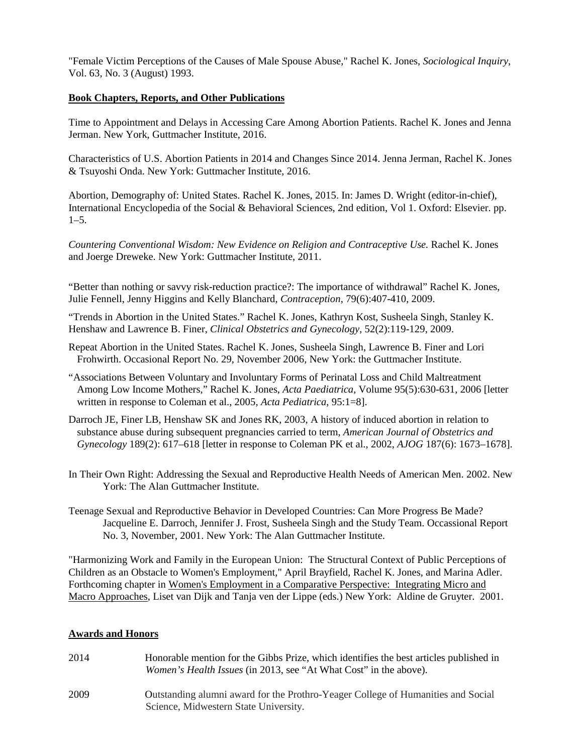"Female Victim Perceptions of the Causes of Male Spouse Abuse," Rachel K. Jones, *Sociological Inquiry*, Vol. 63, No. 3 (August) 1993.

**Book Chapters, Reports, and Other Publications**

Time to Appointment and Delays in Accessing Care Among Abortion Patients. Rachel K. Jones and Jenna Jerman. New York, Guttmacher Institute, 2016.

Characteristics of U.S. Abortion Patients in 2014 and Changes Since 2014. Jenna Jerman, Rachel K. Jones & Tsuyoshi Onda. New York: Guttmacher Institute, 2016.

Abortion, Demography of: United States. Rachel K. Jones, 2015. In: James D. Wright (editor-in-chief), International Encyclopedia of the Social & Behavioral Sciences, 2nd edition, Vol 1. Oxford: Elsevier. pp. 1–5.

*Countering Conventional Wisdom: New Evidence on Religion and Contraceptive Use.* Rachel K. Jones and Joerge Dreweke. New York: Guttmacher Institute, 2011.

"Better than nothing or savvy risk-reduction practice?: The importance of withdrawal" Rachel K. Jones, Julie Fennell, Jenny Higgins and Kelly Blanchard, *Contraception*, 79(6):407-410, 2009.

"Trends in Abortion in the United States." Rachel K. Jones, Kathryn Kost, Susheela Singh, Stanley K. Henshaw and Lawrence B. Finer, *Clinical Obstetrics and Gynecology*, 52(2):119-129, 2009.

Repeat Abortion in the United States. Rachel K. Jones, Susheela Singh, Lawrence B. Finer and Lori Frohwirth. Occasional Report No. 29, November 2006, New York: the Guttmacher Institute.

"Associations Between Voluntary and Involuntary Forms of Perinatal Loss and Child Maltreatment Among Low Income Mothers," Rachel K. Jones, *Acta Paediatrica*, Volume 95(5):630-631, 2006 [letter written in response to Coleman et al., 2005, *Acta Pediatrica*, 95:1=8].

Darroch JE, Finer LB, Henshaw SK and Jones RK, 2003, A history of induced abortion in relation to substance abuse during subsequent pregnancies carried to term, *American Journal of Obstetrics and Gynecology* 189(2): 617–618 [letter in response to Coleman PK et al., 2002, *AJOG* 187(6): 1673–1678].

In Their Own Right: Addressing the Sexual and Reproductive Health Needs of American Men. 2002. New York: The Alan Guttmacher Institute.

Teenage Sexual and Reproductive Behavior in Developed Countries: Can More Progress Be Made? Jacqueline E. Darroch, Jennifer J. Frost, Susheela Singh and the Study Team. Occassional Report No. 3, November, 2001. New York: The Alan Guttmacher Institute.

"Harmonizing Work and Family in the European Union: The Structural Context of Public Perceptions of Children as an Obstacle to Women's Employment," April Brayfield, Rachel K. Jones, and Marina Adler. Forthcoming chapter in Women's Employment in a Comparative Perspective: Integrating Micro and Macro Approaches, Liset van Dijk and Tanja ven der Lippe (eds.) New York: Aldine de Gruyter. 2001.

**Awards and Honors**

2014 Honorable mention for the Gibbs Prize, which identifies the best articles published in *Women's Health Issues* (in 2013, see "At What Cost" in the above).

2009 Outstanding alumni award for the Prothro-Yeager College of Humanities and Social Science, Midwestern State University.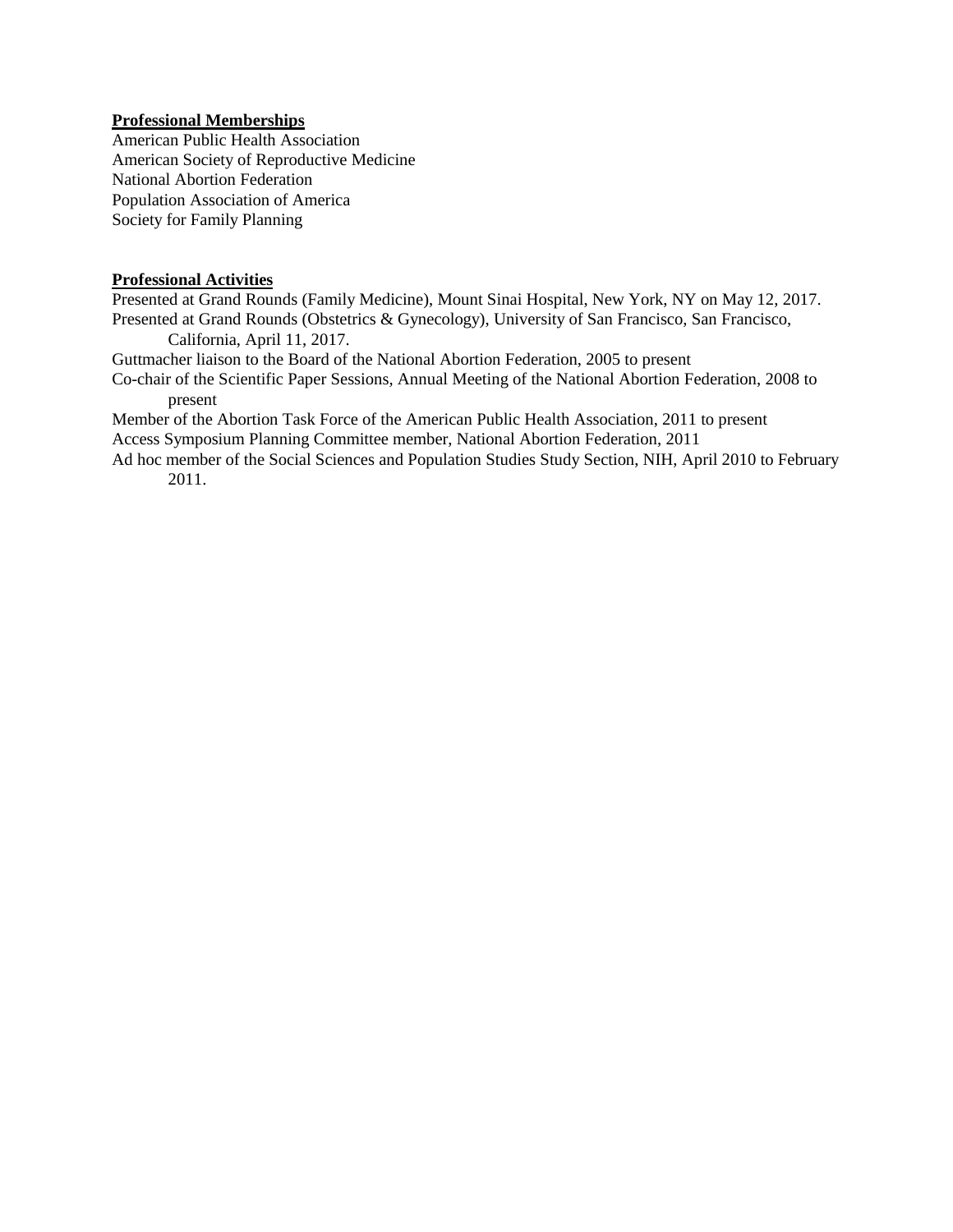**Professional Memberships**

American Public Health Association
American Society of Reproductive Medicine
National Abortion Federation
Population Association of America
Society for Family Planning

**Professional Activities**

Presented at Grand Rounds (Family Medicine), Mount Sinai Hospital, New York, NY on May 12, 2017.
Presented at Grand Rounds (Obstetrics & Gynecology), University of San Francisco, San Francisco, California, April 11, 2017.
Guttmacher liaison to the Board of the National Abortion Federation, 2005 to present
Co-chair of the Scientific Paper Sessions, Annual Meeting of the National Abortion Federation, 2008 to present
Member of the Abortion Task Force of the American Public Health Association, 2011 to present
Access Symposium Planning Committee member, National Abortion Federation, 2011
Ad hoc member of the Social Sciences and Population Studies Study Section, NIH, April 2010 to February 2011.